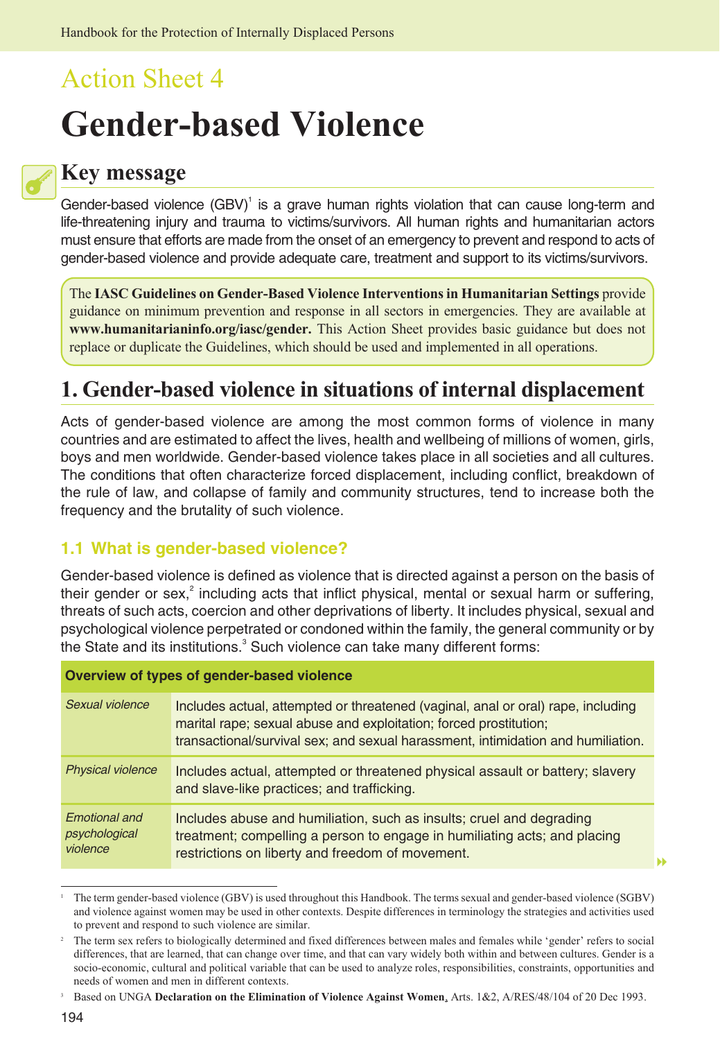# Action Sheet 4

# Gender-based Violence

## Key message

Gender-based violence (GBV)[1] is a grave human rights violation that can cause long-term and life-threatening injury and trauma to victims/survivors. All human rights and humanitarian actors must ensure that efforts are made from the onset of an emergency to prevent and respond to acts of gender-based violence and provide adequate care, treatment and support to its victims/survivors.

The **IASC Guidelines on Gender-Based Violence Interventions in Humanitarian Settings** provide guidance on minimum prevention and response in all sectors in emergencies. They are available at **www.humanitarianinfo.org/iasc/gender.** This Action Sheet provides basic guidance but does not replace or duplicate the Guidelines, which should be used and implemented in all operations.

## 1. Gender-based violence in situations of internal displacement

Acts of gender-based violence are among the most common forms of violence in many countries and are estimated to affect the lives, health and wellbeing of millions of women, girls, boys and men worldwide. Gender-based violence takes place in all societies and all cultures. The conditions that often characterize forced displacement, including conflict, breakdown of the rule of law, and collapse of family and community structures, tend to increase both the frequency and the brutality of such violence.

### 1.1 What is gender-based violence?

Gender-based violence is defined as violence that is directed against a person on the basis of their gender or sex,[2] including acts that inflict physical, mental or sexual harm or suffering, threats of such acts, coercion and other deprivations of liberty. It includes physical, sexual and psychological violence perpetrated or condoned within the family, the general community or by the State and its institutions.[3] Such violence can take many different forms:

| Overview of types of gender-based violence | |
|---|---|
| *Sexual violence* | Includes actual, attempted or threatened (vaginal, anal or oral) rape, including marital rape; sexual abuse and exploitation; forced prostitution; transactional/survival sex; and sexual harassment, intimidation and humiliation. |
| *Physical violence* | Includes actual, attempted or threatened physical assault or battery; slavery and slave-like practices; and trafficking. |
| *Emotional and psychological violence* | Includes abuse and humiliation, such as insults; cruel and degrading treatment; compelling a person to engage in humiliating acts; and placing restrictions on liberty and freedom of movement. |

[1] The term gender-based violence (GBV) is used throughout this Handbook. The terms sexual and gender-based violence (SGBV) and violence against women may be used in other contexts. Despite differences in terminology the strategies and activities used to prevent and respond to such violence are similar.

[2] The term sex refers to biologically determined and fixed differences between males and females while 'gender' refers to social differences, that are learned, that can change over time, and that can vary widely both within and between cultures. Gender is a socio-economic, cultural and political variable that can be used to analyze roles, responsibilities, constraints, opportunities and needs of women and men in different contexts.

[3] Based on UNGA **Declaration on the Elimination of Violence Against Women**, Arts. 1&2, A/RES/48/104 of 20 Dec 1993.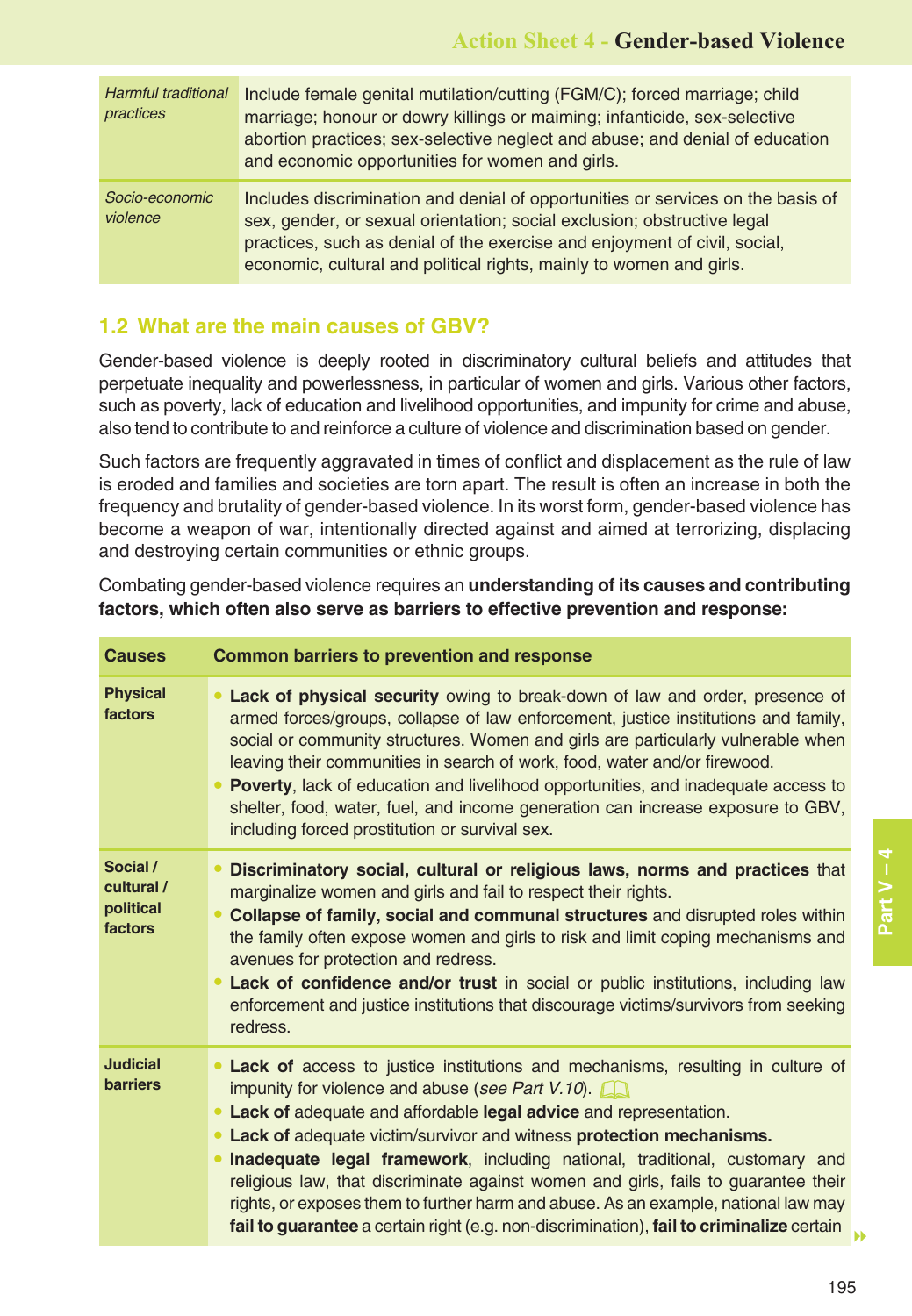| | |
|---|---|
| *Harmful traditional practices* | Include female genital mutilation/cutting (FGM/C); forced marriage; child marriage; honour or dowry killings or maiming; infanticide, sex-selective abortion practices; sex-selective neglect and abuse; and denial of education and economic opportunities for women and girls. |
| *Socio-economic violence* | Includes discrimination and denial of opportunities or services on the basis of sex, gender, or sexual orientation; social exclusion; obstructive legal practices, such as denial of the exercise and enjoyment of civil, social, economic, cultural and political rights, mainly to women and girls. |

## 1.2 What are the main causes of GBV?

Gender-based violence is deeply rooted in discriminatory cultural beliefs and attitudes that perpetuate inequality and powerlessness, in particular of women and girls. Various other factors, such as poverty, lack of education and livelihood opportunities, and impunity for crime and abuse, also tend to contribute to and reinforce a culture of violence and discrimination based on gender.

Such factors are frequently aggravated in times of conflict and displacement as the rule of law is eroded and families and societies are torn apart. The result is often an increase in both the frequency and brutality of gender-based violence. In its worst form, gender-based violence has become a weapon of war, intentionally directed against and aimed at terrorizing, displacing and destroying certain communities or ethnic groups.

Combating gender-based violence requires an **understanding of its causes and contributing factors, which often also serve as barriers to effective prevention and response:**

| Causes | Common barriers to prevention and response |
|---|---|
| **Physical factors** | • **Lack of physical security** owing to break-down of law and order, presence of armed forces/groups, collapse of law enforcement, justice institutions and family, social or community structures. Women and girls are particularly vulnerable when leaving their communities in search of work, food, water and/or firewood.<br>• **Poverty**, lack of education and livelihood opportunities, and inadequate access to shelter, food, water, fuel, and income generation can increase exposure to GBV, including forced prostitution or survival sex. |
| **Social / cultural / political factors** | • **Discriminatory social, cultural or religious laws, norms and practices** that marginalize women and girls and fail to respect their rights.<br>• **Collapse of family, social and communal structures** and disrupted roles within the family often expose women and girls to risk and limit coping mechanisms and avenues for protection and redress.<br>• **Lack of confidence and/or trust** in social or public institutions, including law enforcement and justice institutions that discourage victims/survivors from seeking redress. |
| **Judicial barriers** | • **Lack of** access to justice institutions and mechanisms, resulting in culture of impunity for violence and abuse (*see Part V.10*).<br>• **Lack of** adequate and affordable **legal advice** and representation.<br>• **Lack of** adequate victim/survivor and witness **protection mechanisms.**<br>• **Inadequate legal framework**, including national, traditional, customary and religious law, that discriminate against women and girls, fails to guarantee their rights, or exposes them to further harm and abuse. As an example, national law may **fail to guarantee** a certain right (e.g. non-discrimination), **fail to criminalize** certain |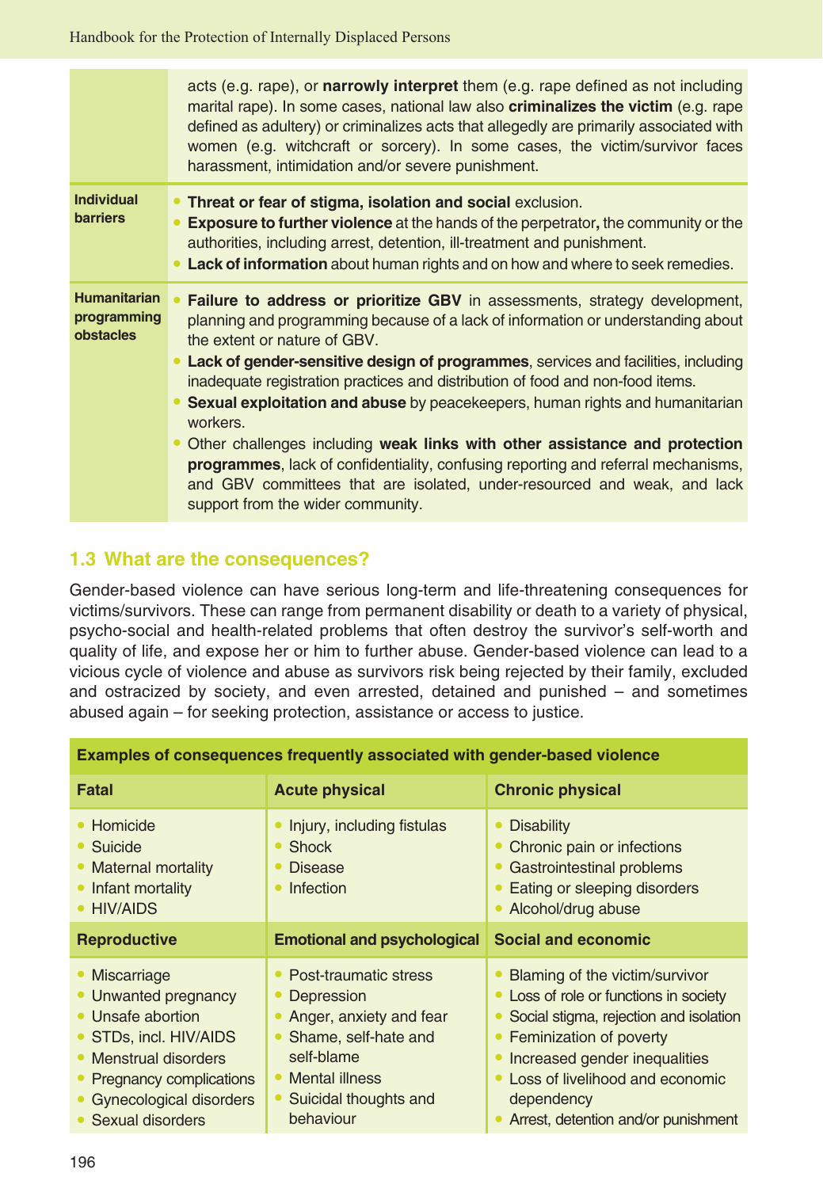| | |
|---|---|
| | acts (e.g. rape), or **narrowly interpret** them (e.g. rape defined as not including marital rape). In some cases, national law also **criminalizes the victim** (e.g. rape defined as adultery) or criminalizes acts that allegedly are primarily associated with women (e.g. witchcraft or sorcery). In some cases, the victim/survivor faces harassment, intimidation and/or severe punishment. |
| **Individual barriers** | • **Threat or fear of stigma, isolation and social** exclusion.<br>• **Exposure to further violence** at the hands of the perpetrator**,** the community or the authorities, including arrest, detention, ill-treatment and punishment.<br>• **Lack of information** about human rights and on how and where to seek remedies. |
| **Humanitarian programming obstacles** | • **Failure to address or prioritize GBV** in assessments, strategy development, planning and programming because of a lack of information or understanding about the extent or nature of GBV.<br>• **Lack of gender-sensitive design of programmes**, services and facilities, including inadequate registration practices and distribution of food and non-food items.<br>• **Sexual exploitation and abuse** by peacekeepers, human rights and humanitarian workers.<br>• Other challenges including **weak links with other assistance and protection programmes**, lack of confidentiality, confusing reporting and referral mechanisms, and GBV committees that are isolated, under-resourced and weak, and lack support from the wider community. |

## 1.3 What are the consequences?

Gender-based violence can have serious long-term and life-threatening consequences for victims/survivors. These can range from permanent disability or death to a variety of physical, psycho-social and health-related problems that often destroy the survivor's self-worth and quality of life, and expose her or him to further abuse. Gender-based violence can lead to a vicious cycle of violence and abuse as survivors risk being rejected by their family, excluded and ostracized by society, and even arrested, detained and punished – and sometimes abused again – for seeking protection, assistance or access to justice.

| **Examples of consequences frequently associated with gender-based violence** | | |
|---|---|---|
| **Fatal** | **Acute physical** | **Chronic physical** |
| • Homicide<br>• Suicide<br>• Maternal mortality<br>• Infant mortality<br>• HIV/AIDS | • Injury, including fistulas<br>• Shock<br>• Disease<br>• Infection | • Disability<br>• Chronic pain or infections<br>• Gastrointestinal problems<br>• Eating or sleeping disorders<br>• Alcohol/drug abuse |
| **Reproductive** | **Emotional and psychological** | **Social and economic** |
| • Miscarriage<br>• Unwanted pregnancy<br>• Unsafe abortion<br>• STDs, incl. HIV/AIDS<br>• Menstrual disorders<br>• Pregnancy complications<br>• Gynecological disorders<br>• Sexual disorders | • Post-traumatic stress<br>• Depression<br>• Anger, anxiety and fear<br>• Shame, self-hate and self-blame<br>• Mental illness<br>• Suicidal thoughts and behaviour | • Blaming of the victim/survivor<br>• Loss of role or functions in society<br>• Social stigma, rejection and isolation<br>• Feminization of poverty<br>• Increased gender inequalities<br>• Loss of livelihood and economic dependency<br>• Arrest, detention and/or punishment |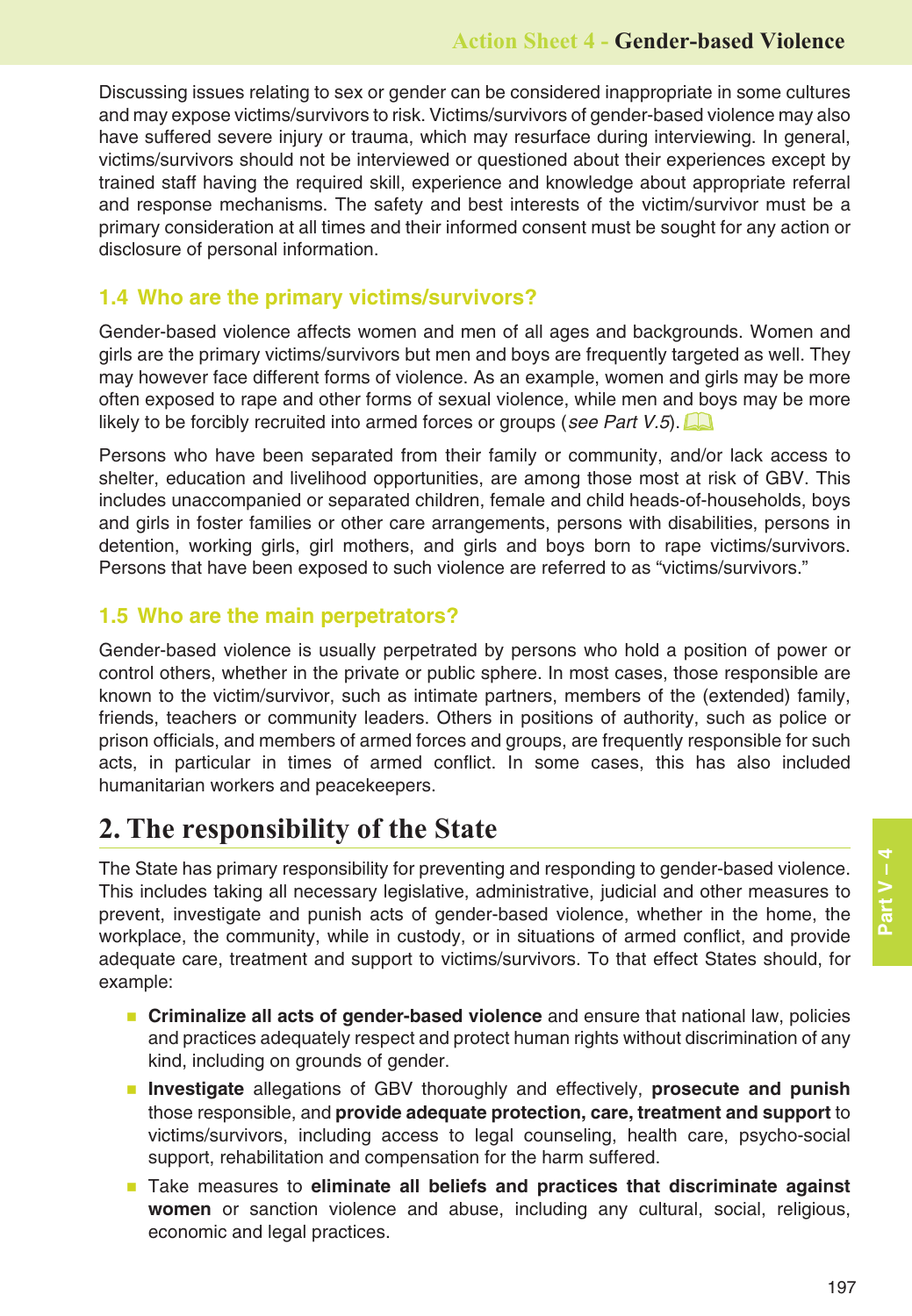Discussing issues relating to sex or gender can be considered inappropriate in some cultures and may expose victims/survivors to risk. Victims/survivors of gender-based violence may also have suffered severe injury or trauma, which may resurface during interviewing. In general, victims/survivors should not be interviewed or questioned about their experiences except by trained staff having the required skill, experience and knowledge about appropriate referral and response mechanisms. The safety and best interests of the victim/survivor must be a primary consideration at all times and their informed consent must be sought for any action or disclosure of personal information.

### 1.4 Who are the primary victims/survivors?

Gender-based violence affects women and men of all ages and backgrounds. Women and girls are the primary victims/survivors but men and boys are frequently targeted as well. They may however face different forms of violence. As an example, women and girls may be more often exposed to rape and other forms of sexual violence, while men and boys may be more likely to be forcibly recruited into armed forces or groups (*see Part V.5*).

Persons who have been separated from their family or community, and/or lack access to shelter, education and livelihood opportunities, are among those most at risk of GBV. This includes unaccompanied or separated children, female and child heads-of-households, boys and girls in foster families or other care arrangements, persons with disabilities, persons in detention, working girls, girl mothers, and girls and boys born to rape victims/survivors. Persons that have been exposed to such violence are referred to as "victims/survivors."

### 1.5 Who are the main perpetrators?

Gender-based violence is usually perpetrated by persons who hold a position of power or control others, whether in the private or public sphere. In most cases, those responsible are known to the victim/survivor, such as intimate partners, members of the (extended) family, friends, teachers or community leaders. Others in positions of authority, such as police or prison officials, and members of armed forces and groups, are frequently responsible for such acts, in particular in times of armed conflict. In some cases, this has also included humanitarian workers and peacekeepers.

## 2. The responsibility of the State

The State has primary responsibility for preventing and responding to gender-based violence. This includes taking all necessary legislative, administrative, judicial and other measures to prevent, investigate and punish acts of gender-based violence, whether in the home, the workplace, the community, while in custody, or in situations of armed conflict, and provide adequate care, treatment and support to victims/survivors. To that effect States should, for example:

- **Criminalize all acts of gender-based violence** and ensure that national law, policies and practices adequately respect and protect human rights without discrimination of any kind, including on grounds of gender.
- **Investigate** allegations of GBV thoroughly and effectively, **prosecute and punish** those responsible, and **provide adequate protection, care, treatment and support** to victims/survivors, including access to legal counseling, health care, psycho-social support, rehabilitation and compensation for the harm suffered.
- Take measures to **eliminate all beliefs and practices that discriminate against women** or sanction violence and abuse, including any cultural, social, religious, economic and legal practices.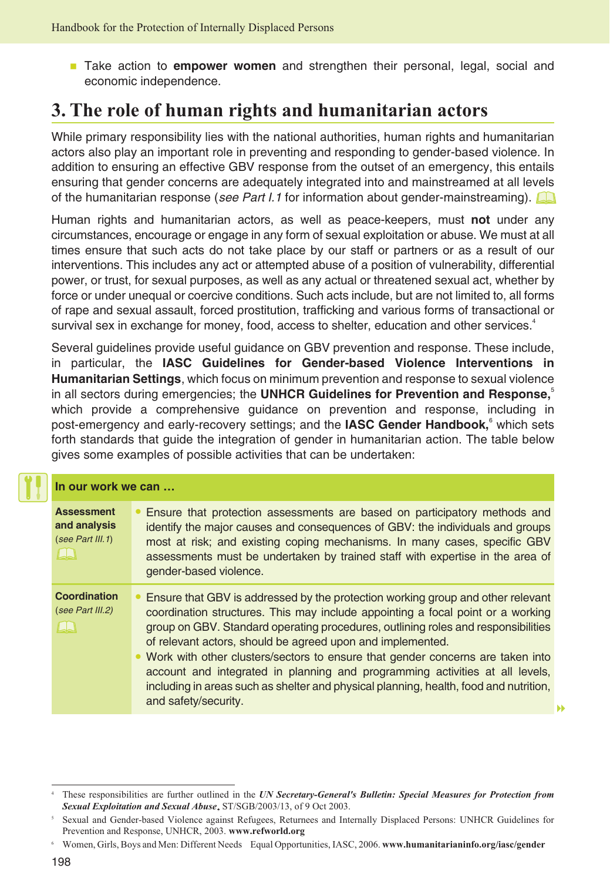- Take action to **empower women** and strengthen their personal, legal, social and economic independence.

## 3. The role of human rights and humanitarian actors

While primary responsibility lies with the national authorities, human rights and humanitarian actors also play an important role in preventing and responding to gender-based violence. In addition to ensuring an effective GBV response from the outset of an emergency, this entails ensuring that gender concerns are adequately integrated into and mainstreamed at all levels of the humanitarian response (*see Part I.1* for information about gender-mainstreaming).

Human rights and humanitarian actors, as well as peace-keepers, must **not** under any circumstances, encourage or engage in any form of sexual exploitation or abuse. We must at all times ensure that such acts do not take place by our staff or partners or as a result of our interventions. This includes any act or attempted abuse of a position of vulnerability, differential power, or trust, for sexual purposes, as well as any actual or threatened sexual act, whether by force or under unequal or coercive conditions. Such acts include, but are not limited to, all forms of rape and sexual assault, forced prostitution, trafficking and various forms of transactional or survival sex in exchange for money, food, access to shelter, education and other services.[4]

Several guidelines provide useful guidance on GBV prevention and response. These include, in particular, the **IASC Guidelines for Gender-based Violence Interventions in Humanitarian Settings**, which focus on minimum prevention and response to sexual violence in all sectors during emergencies; the **UNHCR Guidelines for Prevention and Response,**[5] which provide a comprehensive guidance on prevention and response, including in post-emergency and early-recovery settings; and the **IASC Gender Handbook,**[6] which sets forth standards that guide the integration of gender in humanitarian action. The table below gives some examples of possible activities that can be undertaken:

| In our work we can … | |
|---|---|
| **Assessment and analysis** (*see Part III.1*) | • Ensure that protection assessments are based on participatory methods and identify the major causes and consequences of GBV: the individuals and groups most at risk; and existing coping mechanisms. In many cases, specific GBV assessments must be undertaken by trained staff with expertise in the area of gender-based violence. |
| **Coordination** (*see Part III.2*) | • Ensure that GBV is addressed by the protection working group and other relevant coordination structures. This may include appointing a focal point or a working group on GBV. Standard operating procedures, outlining roles and responsibilities of relevant actors, should be agreed upon and implemented.<br>• Work with other clusters/sectors to ensure that gender concerns are taken into account and integrated in planning and programming activities at all levels, including in areas such as shelter and physical planning, health, food and nutrition, and safety/security. |

---

[4] These responsibilities are further outlined in the ***UN Secretary-General's Bulletin: Special Measures for Protection from Sexual Exploitation and Sexual Abuse*,** ST/SGB/2003/13, of 9 Oct 2003.

[5] Sexual and Gender-based Violence against Refugees, Returnees and Internally Displaced Persons: UNHCR Guidelines for Prevention and Response, UNHCR, 2003. **www.refworld.org**

[6] Women, Girls, Boys and Men: Different Needs Equal Opportunities, IASC, 2006. **www.humanitarianinfo.org/iasc/gender**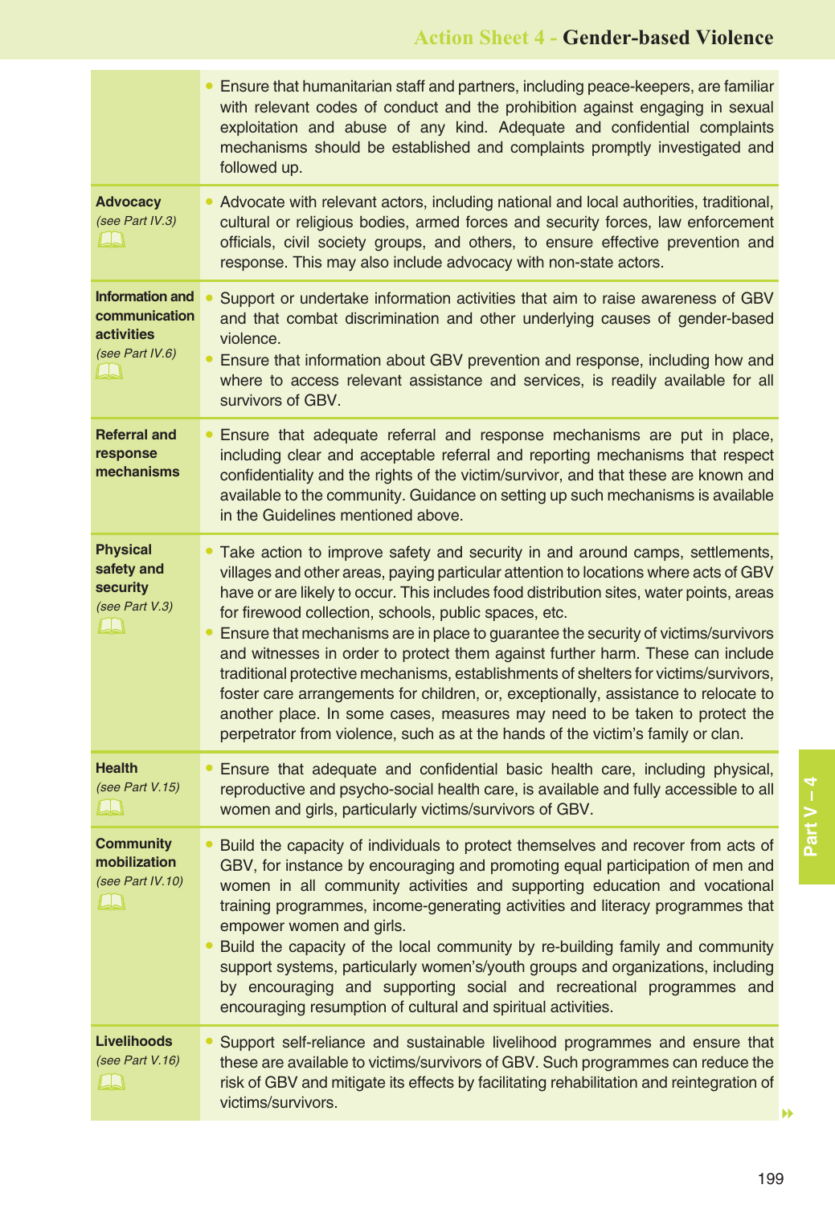| | |
|---|---|
| | • Ensure that humanitarian staff and partners, including peace-keepers, are familiar with relevant codes of conduct and the prohibition against engaging in sexual exploitation and abuse of any kind. Adequate and confidential complaints mechanisms should be established and complaints promptly investigated and followed up. |
| **Advocacy** *(see Part IV.3)* | • Advocate with relevant actors, including national and local authorities, traditional, cultural or religious bodies, armed forces and security forces, law enforcement officials, civil society groups, and others, to ensure effective prevention and response. This may also include advocacy with non-state actors. |
| **Information and communication activities** *(see Part IV.6)* | • Support or undertake information activities that aim to raise awareness of GBV and that combat discrimination and other underlying causes of gender-based violence. • Ensure that information about GBV prevention and response, including how and where to access relevant assistance and services, is readily available for all survivors of GBV. |
| **Referral and response mechanisms** | • Ensure that adequate referral and response mechanisms are put in place, including clear and acceptable referral and reporting mechanisms that respect confidentiality and the rights of the victim/survivor, and that these are known and available to the community. Guidance on setting up such mechanisms is available in the Guidelines mentioned above. |
| **Physical safety and security** *(see Part V.3)* | • Take action to improve safety and security in and around camps, settlements, villages and other areas, paying particular attention to locations where acts of GBV have or are likely to occur. This includes food distribution sites, water points, areas for firewood collection, schools, public spaces, etc. • Ensure that mechanisms are in place to guarantee the security of victims/survivors and witnesses in order to protect them against further harm. These can include traditional protective mechanisms, establishments of shelters for victims/survivors, foster care arrangements for children, or, exceptionally, assistance to relocate to another place. In some cases, measures may need to be taken to protect the perpetrator from violence, such as at the hands of the victim's family or clan. |
| **Health** *(see Part V.15)* | • Ensure that adequate and confidential basic health care, including physical, reproductive and psycho-social health care, is available and fully accessible to all women and girls, particularly victims/survivors of GBV. |
| **Community mobilization** *(see Part IV.10)* | • Build the capacity of individuals to protect themselves and recover from acts of GBV, for instance by encouraging and promoting equal participation of men and women in all community activities and supporting education and vocational training programmes, income-generating activities and literacy programmes that empower women and girls. • Build the capacity of the local community by re-building family and community support systems, particularly women's/youth groups and organizations, including by encouraging and supporting social and recreational programmes and encouraging resumption of cultural and spiritual activities. |
| **Livelihoods** *(see Part V.16)* | • Support self-reliance and sustainable livelihood programmes and ensure that these are available to victims/survivors of GBV. Such programmes can reduce the risk of GBV and mitigate its effects by facilitating rehabilitation and reintegration of victims/survivors. |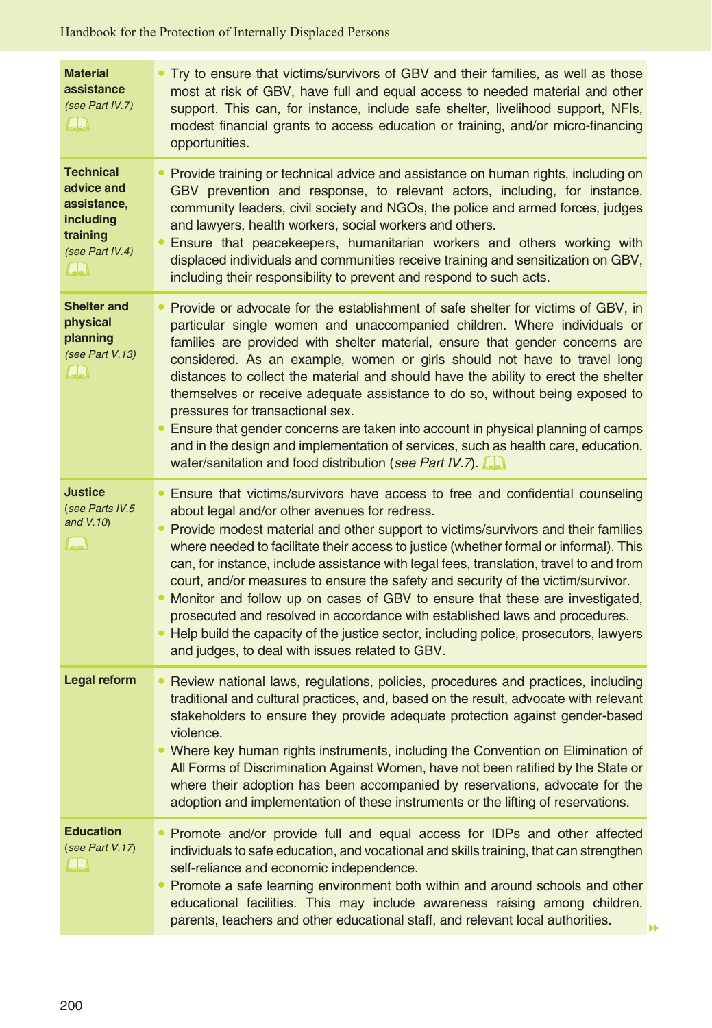| | |
|---|---|
| **Material assistance** *(see Part IV.7)* | • Try to ensure that victims/survivors of GBV and their families, as well as those most at risk of GBV, have full and equal access to needed material and other support. This can, for instance, include safe shelter, livelihood support, NFIs, modest financial grants to access education or training, and/or micro-financing opportunities. |
| **Technical advice and assistance, including training** *(see Part IV.4)* | • Provide training or technical advice and assistance on human rights, including on GBV prevention and response, to relevant actors, including, for instance, community leaders, civil society and NGOs, the police and armed forces, judges and lawyers, health workers, social workers and others.<br>• Ensure that peacekeepers, humanitarian workers and others working with displaced individuals and communities receive training and sensitization on GBV, including their responsibility to prevent and respond to such acts. |
| **Shelter and physical planning** *(see Part V.13)* | • Provide or advocate for the establishment of safe shelter for victims of GBV, in particular single women and unaccompanied children. Where individuals or families are provided with shelter material, ensure that gender concerns are considered. As an example, women or girls should not have to travel long distances to collect the material and should have the ability to erect the shelter themselves or receive adequate assistance to do so, without being exposed to pressures for transactional sex.<br>• Ensure that gender concerns are taken into account in physical planning of camps and in the design and implementation of services, such as health care, education, water/sanitation and food distribution (*see Part IV.7*). |
| **Justice** (*see Parts IV.5 and V.10*) | • Ensure that victims/survivors have access to free and confidential counseling about legal and/or other avenues for redress.<br>• Provide modest material and other support to victims/survivors and their families where needed to facilitate their access to justice (whether formal or informal). This can, for instance, include assistance with legal fees, translation, travel to and from court, and/or measures to ensure the safety and security of the victim/survivor.<br>• Monitor and follow up on cases of GBV to ensure that these are investigated, prosecuted and resolved in accordance with established laws and procedures.<br>• Help build the capacity of the justice sector, including police, prosecutors, lawyers and judges, to deal with issues related to GBV. |
| **Legal reform** | • Review national laws, regulations, policies, procedures and practices, including traditional and cultural practices, and, based on the result, advocate with relevant stakeholders to ensure they provide adequate protection against gender-based violence.<br>• Where key human rights instruments, including the Convention on Elimination of All Forms of Discrimination Against Women, have not been ratified by the State or where their adoption has been accompanied by reservations, advocate for the adoption and implementation of these instruments or the lifting of reservations. |
| **Education** (*see Part V.17*) | • Promote and/or provide full and equal access for IDPs and other affected individuals to safe education, and vocational and skills training, that can strengthen self-reliance and economic independence.<br>• Promote a safe learning environment both within and around schools and other educational facilities. This may include awareness raising among children, parents, teachers and other educational staff, and relevant local authorities. |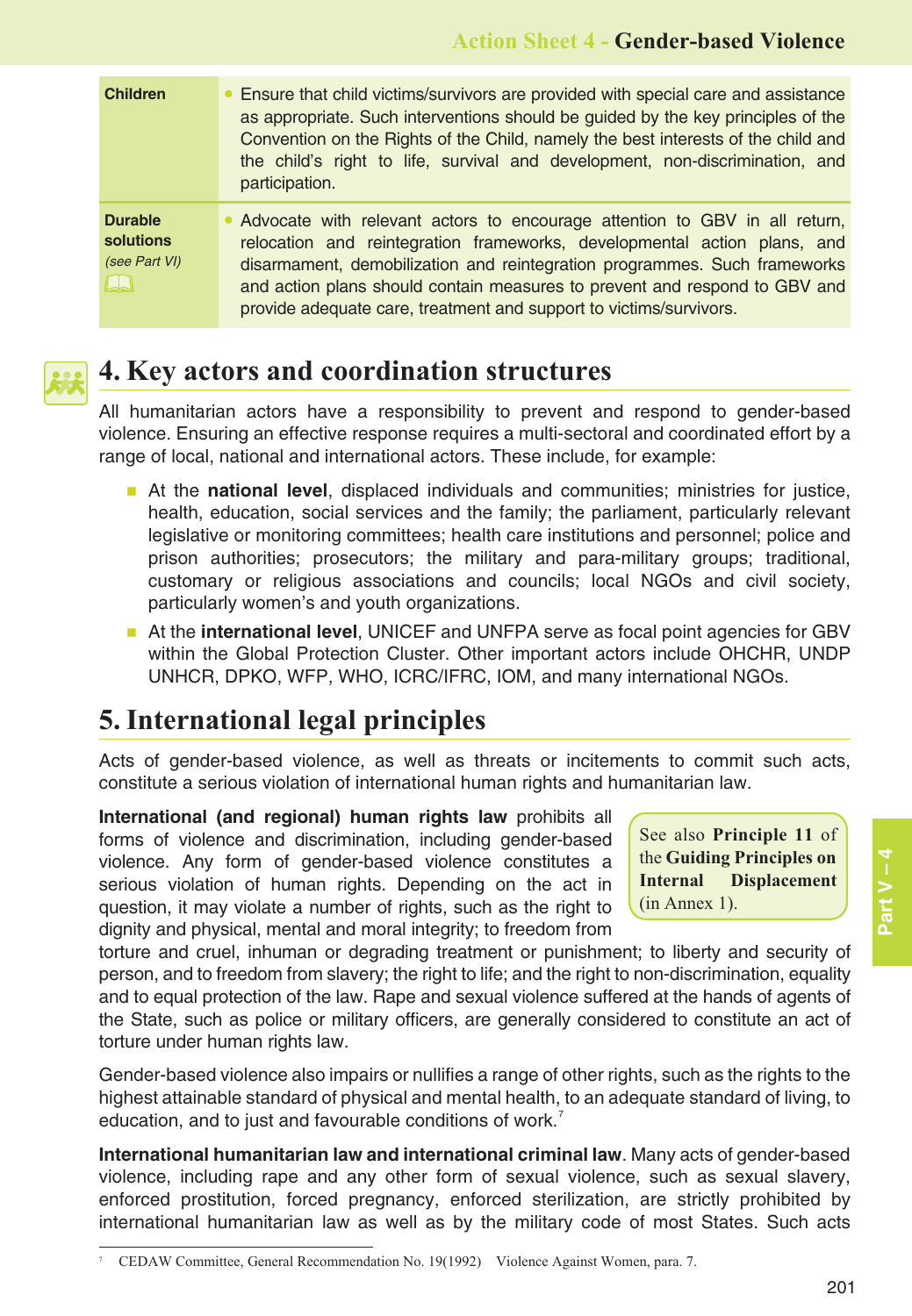| Children | • Ensure that child victims/survivors are provided with special care and assistance as appropriate. Such interventions should be guided by the key principles of the Convention on the Rights of the Child, namely the best interests of the child and the child's right to life, survival and development, non-discrimination, and participation. |
|---|---|
| **Durable solutions** *(see Part VI)* | • Advocate with relevant actors to encourage attention to GBV in all return, relocation and reintegration frameworks, developmental action plans, and disarmament, demobilization and reintegration programmes. Such frameworks and action plans should contain measures to prevent and respond to GBV and provide adequate care, treatment and support to victims/survivors. |

## 4. Key actors and coordination structures

All humanitarian actors have a responsibility to prevent and respond to gender-based violence. Ensuring an effective response requires a multi-sectoral and coordinated effort by a range of local, national and international actors. These include, for example:

- At the **national level**, displaced individuals and communities; ministries for justice, health, education, social services and the family; the parliament, particularly relevant legislative or monitoring committees; health care institutions and personnel; police and prison authorities; prosecutors; the military and para-military groups; traditional, customary or religious associations and councils; local NGOs and civil society, particularly women's and youth organizations.
- At the **international level**, UNICEF and UNFPA serve as focal point agencies for GBV within the Global Protection Cluster. Other important actors include OHCHR, UNDP UNHCR, DPKO, WFP, WHO, ICRC/IFRC, IOM, and many international NGOs.

## 5. International legal principles

Acts of gender-based violence, as well as threats or incitements to commit such acts, constitute a serious violation of international human rights and humanitarian law.

> See also **Principle 11** of the **Guiding Principles on Internal Displacement** (in Annex 1).

**International (and regional) human rights law** prohibits all forms of violence and discrimination, including gender-based violence. Any form of gender-based violence constitutes a serious violation of human rights. Depending on the act in question, it may violate a number of rights, such as the right to dignity and physical, mental and moral integrity; to freedom from torture and cruel, inhuman or degrading treatment or punishment; to liberty and security of person, and to freedom from slavery; the right to life; and the right to non-discrimination, equality and to equal protection of the law. Rape and sexual violence suffered at the hands of agents of the State, such as police or military officers, are generally considered to constitute an act of torture under human rights law.

Gender-based violence also impairs or nullifies a range of other rights, such as the rights to the highest attainable standard of physical and mental health, to an adequate standard of living, to education, and to just and favourable conditions of work.[7]

**International humanitarian law and international criminal law**. Many acts of gender-based violence, including rape and any other form of sexual violence, such as sexual slavery, enforced prostitution, forced pregnancy, enforced sterilization, are strictly prohibited by international humanitarian law as well as by the military code of most States. Such acts

---

[7] CEDAW Committee, General Recommendation No. 19(1992) Violence Against Women, para. 7.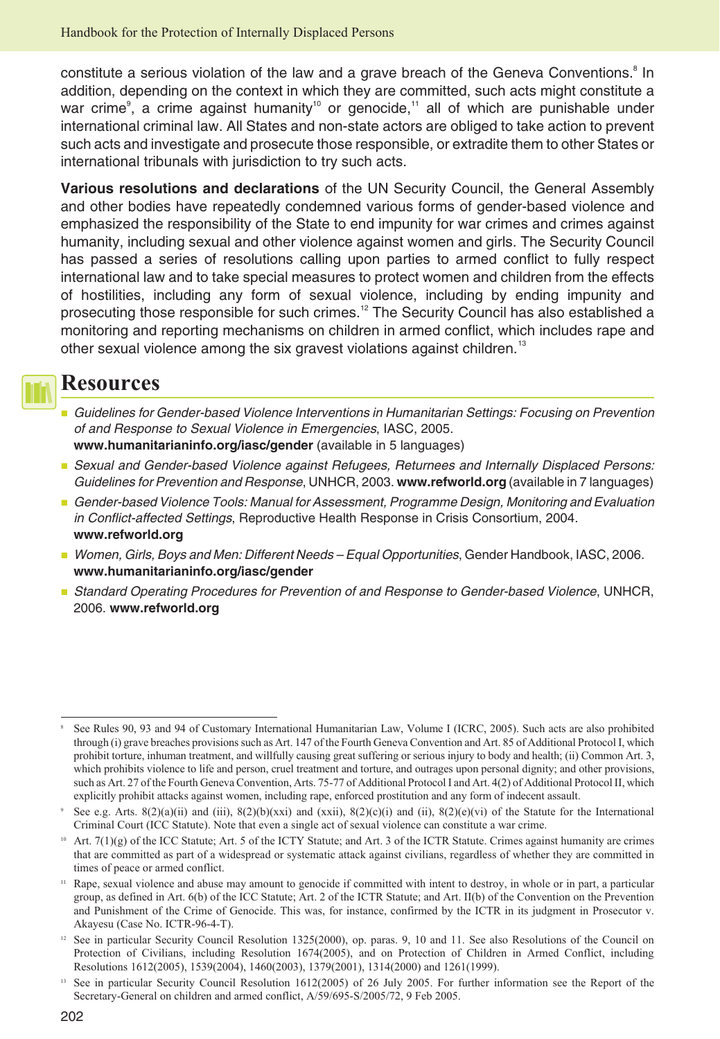constitute a serious violation of the law and a grave breach of the Geneva Conventions.[8] In addition, depending on the context in which they are committed, such acts might constitute a war crime[9], a crime against humanity[10] or genocide,[11] all of which are punishable under international criminal law. All States and non-state actors are obliged to take action to prevent such acts and investigate and prosecute those responsible, or extradite them to other States or international tribunals with jurisdiction to try such acts.

**Various resolutions and declarations** of the UN Security Council, the General Assembly and other bodies have repeatedly condemned various forms of gender-based violence and emphasized the responsibility of the State to end impunity for war crimes and crimes against humanity, including sexual and other violence against women and girls. The Security Council has passed a series of resolutions calling upon parties to armed conflict to fully respect international law and to take special measures to protect women and children from the effects of hostilities, including any form of sexual violence, including by ending impunity and prosecuting those responsible for such crimes.[12] The Security Council has also established a monitoring and reporting mechanisms on children in armed conflict, which includes rape and other sexual violence among the six gravest violations against children.[13]

## Resources

- *Guidelines for Gender-based Violence Interventions in Humanitarian Settings: Focusing on Prevention of and Response to Sexual Violence in Emergencies*, IASC, 2005. **www.humanitarianinfo.org/iasc/gender** (available in 5 languages)
- *Sexual and Gender-based Violence against Refugees, Returnees and Internally Displaced Persons: Guidelines for Prevention and Response*, UNHCR, 2003. **www.refworld.org** (available in 7 languages)
- *Gender-based Violence Tools: Manual for Assessment, Programme Design, Monitoring and Evaluation in Conflict-affected Settings*, Reproductive Health Response in Crisis Consortium, 2004. **www.refworld.org**
- *Women, Girls, Boys and Men: Different Needs – Equal Opportunities*, Gender Handbook, IASC, 2006. **www.humanitarianinfo.org/iasc/gender**
- *Standard Operating Procedures for Prevention of and Response to Gender-based Violence*, UNHCR, 2006. **www.refworld.org**

---

[8] See Rules 90, 93 and 94 of Customary International Humanitarian Law, Volume I (ICRC, 2005). Such acts are also prohibited through (i) grave breaches provisions such as Art. 147 of the Fourth Geneva Convention and Art. 85 of Additional Protocol I, which prohibit torture, inhuman treatment, and willfully causing great suffering or serious injury to body and health; (ii) Common Art. 3, which prohibits violence to life and person, cruel treatment and torture, and outrages upon personal dignity; and other provisions, such as Art. 27 of the Fourth Geneva Convention, Arts. 75-77 of Additional Protocol I and Art. 4(2) of Additional Protocol II, which explicitly prohibit attacks against women, including rape, enforced prostitution and any form of indecent assault.

[9] See e.g. Arts. 8(2)(a)(ii) and (iii), 8(2)(b)(xxi) and (xxii), 8(2)(c)(i) and (ii), 8(2)(e)(vi) of the Statute for the International Criminal Court (ICC Statute). Note that even a single act of sexual violence can constitute a war crime.

[10] Art. 7(1)(g) of the ICC Statute; Art. 5 of the ICTY Statute; and Art. 3 of the ICTR Statute. Crimes against humanity are crimes that are committed as part of a widespread or systematic attack against civilians, regardless of whether they are committed in times of peace or armed conflict.

[11] Rape, sexual violence and abuse may amount to genocide if committed with intent to destroy, in whole or in part, a particular group, as defined in Art. 6(b) of the ICC Statute; Art. 2 of the ICTR Statute; and Art. II(b) of the Convention on the Prevention and Punishment of the Crime of Genocide. This was, for instance, confirmed by the ICTR in its judgment in Prosecutor v. Akayesu (Case No. ICTR-96-4-T).

[12] See in particular Security Council Resolution 1325(2000), op. paras. 9, 10 and 11. See also Resolutions of the Council on Protection of Civilians, including Resolution 1674(2005), and on Protection of Children in Armed Conflict, including Resolutions 1612(2005), 1539(2004), 1460(2004), 1379(2001), 1314(2000) and 1261(1999).

[13] See in particular Security Council Resolution 1612(2005) of 26 July 2005. For further information see the Report of the Secretary-General on children and armed conflict, A/59/695-S/2005/72, 9 Feb 2005.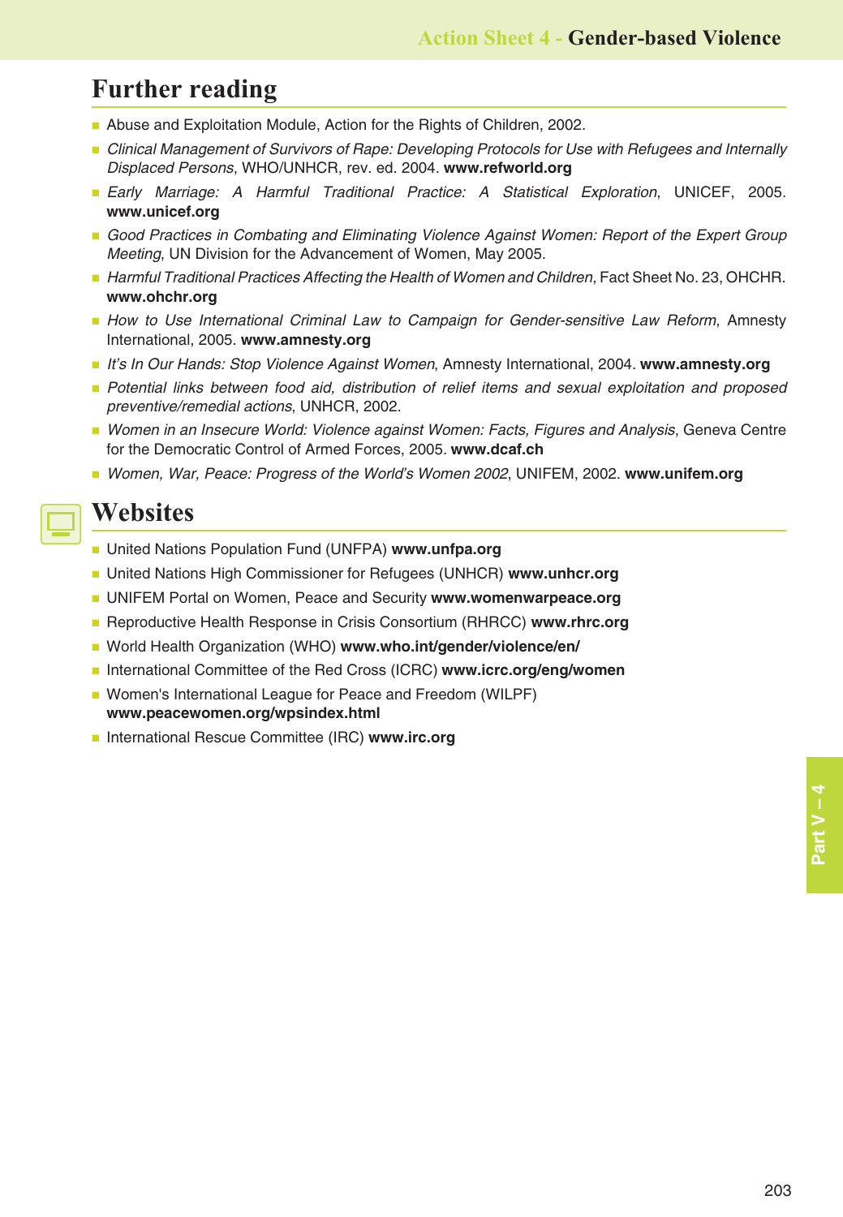## Further reading

- Abuse and Exploitation Module, Action for the Rights of Children, 2002.
- *Clinical Management of Survivors of Rape: Developing Protocols for Use with Refugees and Internally Displaced Persons*, WHO/UNHCR, rev. ed. 2004. **www.refworld.org**
- *Early Marriage: A Harmful Traditional Practice: A Statistical Exploration*, UNICEF, 2005. **www.unicef.org**
- *Good Practices in Combating and Eliminating Violence Against Women: Report of the Expert Group Meeting*, UN Division for the Advancement of Women, May 2005.
- *Harmful Traditional Practices Affecting the Health of Women and Children*, Fact Sheet No. 23, OHCHR. **www.ohchr.org**
- *How to Use International Criminal Law to Campaign for Gender-sensitive Law Reform*, Amnesty International, 2005. **www.amnesty.org**
- *It's In Our Hands: Stop Violence Against Women*, Amnesty International, 2004. **www.amnesty.org**
- *Potential links between food aid, distribution of relief items and sexual exploitation and proposed preventive/remedial actions*, UNHCR, 2002.
- *Women in an Insecure World: Violence against Women: Facts, Figures and Analysis*, Geneva Centre for the Democratic Control of Armed Forces, 2005. **www.dcaf.ch**
- *Women, War, Peace: Progress of the World's Women 2002*, UNIFEM, 2002. **www.unifem.org**

## Websites

- United Nations Population Fund (UNFPA) **www.unfpa.org**
- United Nations High Commissioner for Refugees (UNHCR) **www.unhcr.org**
- UNIFEM Portal on Women, Peace and Security **www.womenwarpeace.org**
- Reproductive Health Response in Crisis Consortium (RHRCC) **www.rhrc.org**
- World Health Organization (WHO) **www.who.int/gender/violence/en/**
- International Committee of the Red Cross (ICRC) **www.icrc.org/eng/women**
- Women's International League for Peace and Freedom (WILPF) **www.peacewomen.org/wpsindex.html**
- International Rescue Committee (IRC) **www.irc.org**